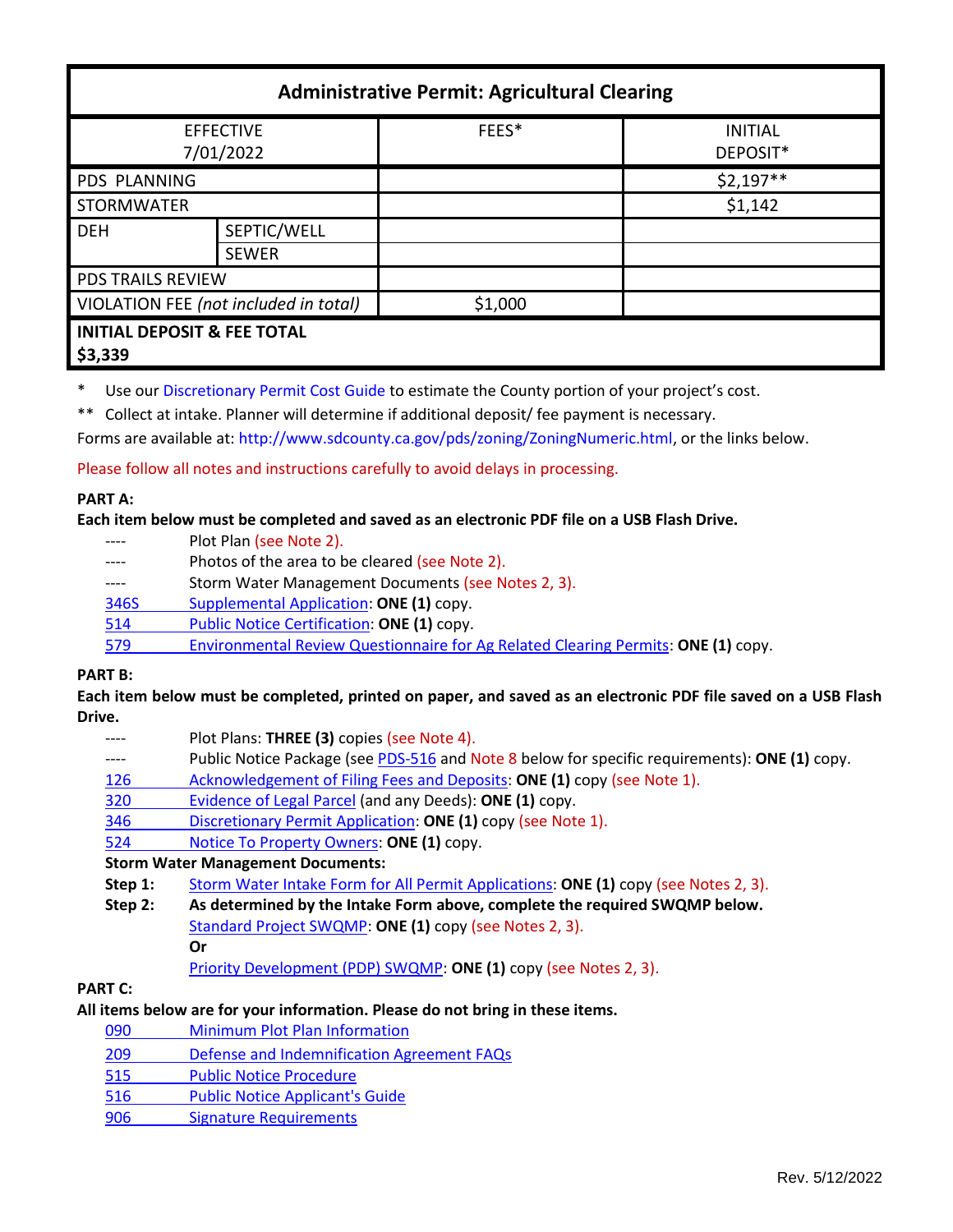| Administrative Permit: Agricultural Clearing | | | |
|---|---|---|---|
| EFFECTIVE 7/01/2022 | | FEES* | INITIAL DEPOSIT* |
| PDS PLANNING | | | $2,197** |
| STORMWATER | | | $1,142 |
| DEH | SEPTIC/WELL | | |
| | SEWER | | |
| PDS TRAILS REVIEW | | | |
| VIOLATION FEE *(not included in total)* | | $1,000 | |
| **INITIAL DEPOSIT & FEE TOTAL $3,339** | | | |

\* Use our Discretionary Permit Cost Guide to estimate the County portion of your project's cost.

\*\* Collect at intake. Planner will determine if additional deposit/ fee payment is necessary.

Forms are available at: http://www.sdcounty.ca.gov/pds/zoning/ZoningNumeric.html, or the links below.

Please follow all notes and instructions carefully to avoid delays in processing.

**PART A:**

**Each item below must be completed and saved as an electronic PDF file on a USB Flash Drive.**

- ---- Plot Plan (see Note 2).
- ---- Photos of the area to be cleared (see Note 2).
- ---- Storm Water Management Documents (see Notes 2, 3).
- 346S Supplemental Application: **ONE (1)** copy.
- 514 Public Notice Certification: **ONE (1)** copy.
- 579 Environmental Review Questionnaire for Ag Related Clearing Permits: **ONE (1)** copy.

**PART B:**

**Each item below must be completed, printed on paper, and saved as an electronic PDF file saved on a USB Flash Drive.**

- ---- Plot Plans: **THREE (3)** copies (see Note 4).
- ---- Public Notice Package (see PDS-516 and Note 8 below for specific requirements): **ONE (1)** copy.
- 126 Acknowledgement of Filing Fees and Deposits: **ONE (1)** copy (see Note 1).
- 320 Evidence of Legal Parcel (and any Deeds): **ONE (1)** copy.
- 346 Discretionary Permit Application: **ONE (1)** copy (see Note 1).
- 524 Notice To Property Owners: **ONE (1)** copy.

**Storm Water Management Documents:**

**Step 1:** Storm Water Intake Form for All Permit Applications: **ONE (1)** copy (see Notes 2, 3).

**Step 2:** **As determined by the Intake Form above, complete the required SWQMP below.**
Standard Project SWQMP: **ONE (1)** copy (see Notes 2, 3).
**Or**
Priority Development (PDP) SWQMP: **ONE (1)** copy (see Notes 2, 3).

**PART C:**

**All items below are for your information. Please do not bring in these items.**

- 090 Minimum Plot Plan Information
- 209 Defense and Indemnification Agreement FAQs
- 515 Public Notice Procedure
- 516 Public Notice Applicant's Guide
- 906 Signature Requirements

Rev. 5/12/2022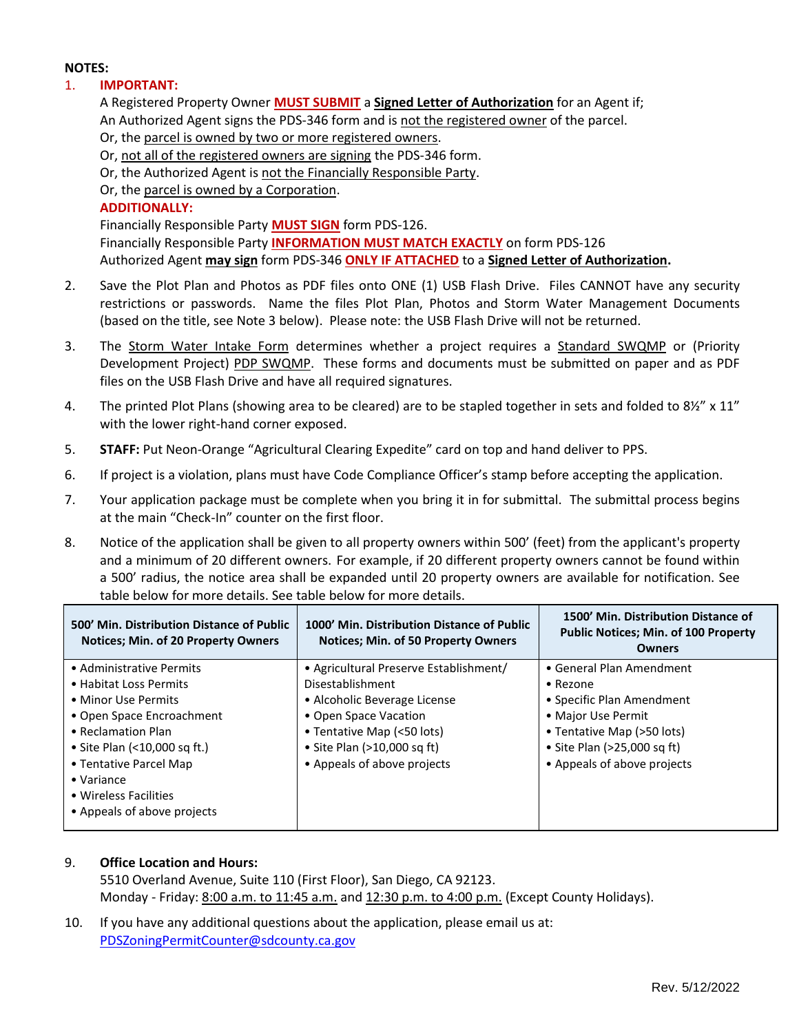**NOTES:**

1. **IMPORTANT:**

   A Registered Property Owner **MUST SUBMIT** a **Signed Letter of Authorization** for an Agent if;
   An Authorized Agent signs the PDS-346 form and is not the registered owner of the parcel.
   Or, the parcel is owned by two or more registered owners.
   Or, not all of the registered owners are signing the PDS-346 form.
   Or, the Authorized Agent is not the Financially Responsible Party.
   Or, the parcel is owned by a Corporation.

   **ADDITIONALLY:**

   Financially Responsible Party **MUST SIGN** form PDS-126.
   Financially Responsible Party **INFORMATION MUST MATCH EXACTLY** on form PDS-126
   Authorized Agent **may sign** form PDS-346 **ONLY IF ATTACHED** to a **Signed Letter of Authorization.**

2. Save the Plot Plan and Photos as PDF files onto ONE (1) USB Flash Drive. Files CANNOT have any security restrictions or passwords. Name the files Plot Plan, Photos and Storm Water Management Documents (based on the title, see Note 3 below). Please note: the USB Flash Drive will not be returned.

3. The Storm Water Intake Form determines whether a project requires a Standard SWQMP or (Priority Development Project) PDP SWQMP. These forms and documents must be submitted on paper and as PDF files on the USB Flash Drive and have all required signatures.

4. The printed Plot Plans (showing area to be cleared) are to be stapled together in sets and folded to 8½" x 11" with the lower right-hand corner exposed.

5. **STAFF:** Put Neon-Orange "Agricultural Clearing Expedite" card on top and hand deliver to PPS.

6. If project is a violation, plans must have Code Compliance Officer's stamp before accepting the application.

7. Your application package must be complete when you bring it in for submittal. The submittal process begins at the main "Check-In" counter on the first floor.

8. Notice of the application shall be given to all property owners within 500' (feet) from the applicant's property and a minimum of 20 different owners. For example, if 20 different property owners cannot be found within a 500' radius, the notice area shall be expanded until 20 property owners are available for notification. See table below for more details. See table below for more details.

| 500' Min. Distribution Distance of Public Notices; Min. of 20 Property Owners | 1000' Min. Distribution Distance of Public Notices; Min. of 50 Property Owners | 1500' Min. Distribution Distance of Public Notices; Min. of 100 Property Owners |
|---|---|---|
| • Administrative Permits<br>• Habitat Loss Permits<br>• Minor Use Permits<br>• Open Space Encroachment<br>• Reclamation Plan<br>• Site Plan (<10,000 sq ft.)<br>• Tentative Parcel Map<br>• Variance<br>• Wireless Facilities<br>• Appeals of above projects | • Agricultural Preserve Establishment/ Disestablishment<br>• Alcoholic Beverage License<br>• Open Space Vacation<br>• Tentative Map (<50 lots)<br>• Site Plan (>10,000 sq ft)<br>• Appeals of above projects | • General Plan Amendment<br>• Rezone<br>• Specific Plan Amendment<br>• Major Use Permit<br>• Tentative Map (>50 lots)<br>• Site Plan (>25,000 sq ft)<br>• Appeals of above projects |

9. **Office Location and Hours:**

   5510 Overland Avenue, Suite 110 (First Floor), San Diego, CA 92123.
   Monday - Friday: 8:00 a.m. to 11:45 a.m. and 12:30 p.m. to 4:00 p.m. (Except County Holidays).

10. If you have any additional questions about the application, please email us at:
    PDSZoningPermitCounter@sdcounty.ca.gov

Rev. 5/12/2022